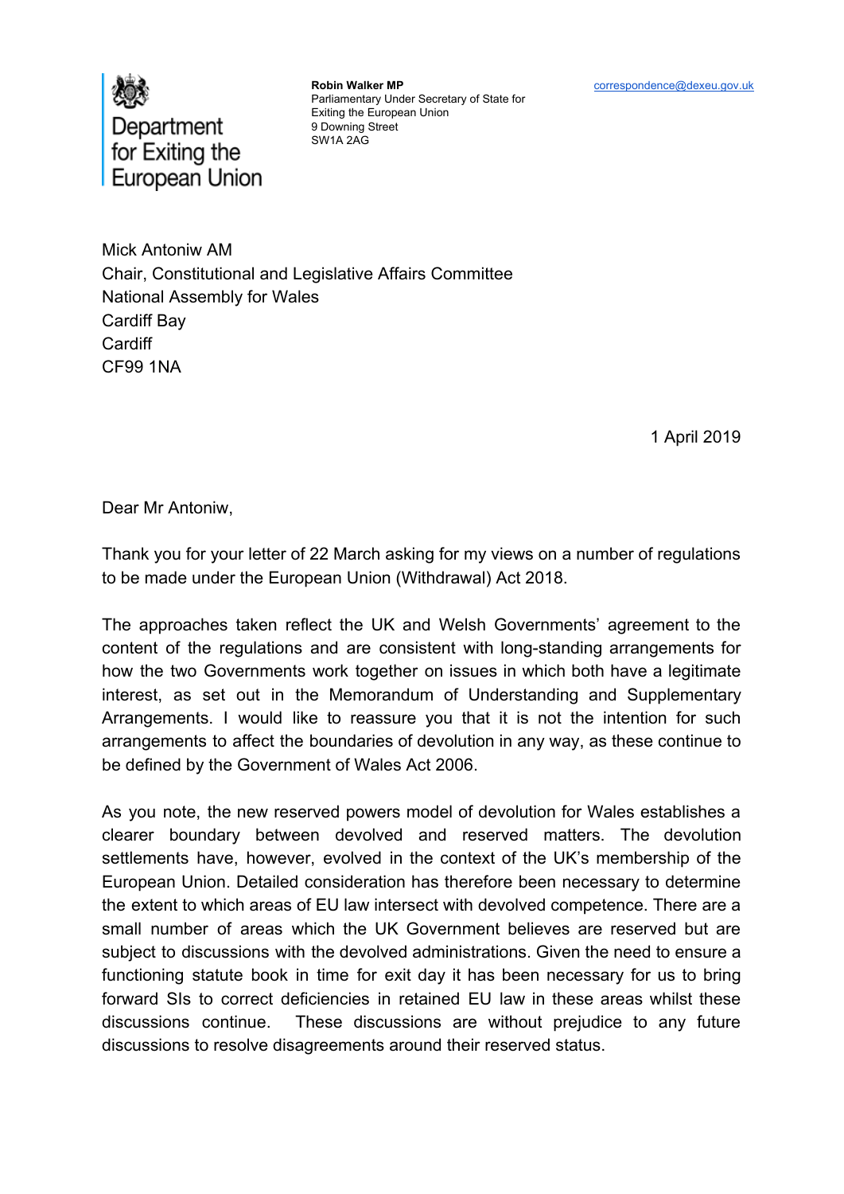Department for Exiting the European Union

**Robin Walker MP**
Parliamentary Under Secretary of State for Exiting the European Union
9 Downing Street
SW1A 2AG

correspondence@dexeu.gov.uk

Mick Antoniw AM
Chair, Constitutional and Legislative Affairs Committee
National Assembly for Wales
Cardiff Bay
Cardiff
CF99 1NA

1 April 2019

Dear Mr Antoniw,

Thank you for your letter of 22 March asking for my views on a number of regulations to be made under the European Union (Withdrawal) Act 2018.

The approaches taken reflect the UK and Welsh Governments' agreement to the content of the regulations and are consistent with long-standing arrangements for how the two Governments work together on issues in which both have a legitimate interest, as set out in the Memorandum of Understanding and Supplementary Arrangements. I would like to reassure you that it is not the intention for such arrangements to affect the boundaries of devolution in any way, as these continue to be defined by the Government of Wales Act 2006.

As you note, the new reserved powers model of devolution for Wales establishes a clearer boundary between devolved and reserved matters. The devolution settlements have, however, evolved in the context of the UK's membership of the European Union. Detailed consideration has therefore been necessary to determine the extent to which areas of EU law intersect with devolved competence. There are a small number of areas which the UK Government believes are reserved but are subject to discussions with the devolved administrations. Given the need to ensure a functioning statute book in time for exit day it has been necessary for us to bring forward SIs to correct deficiencies in retained EU law in these areas whilst these discussions continue. These discussions are without prejudice to any future discussions to resolve disagreements around their reserved status.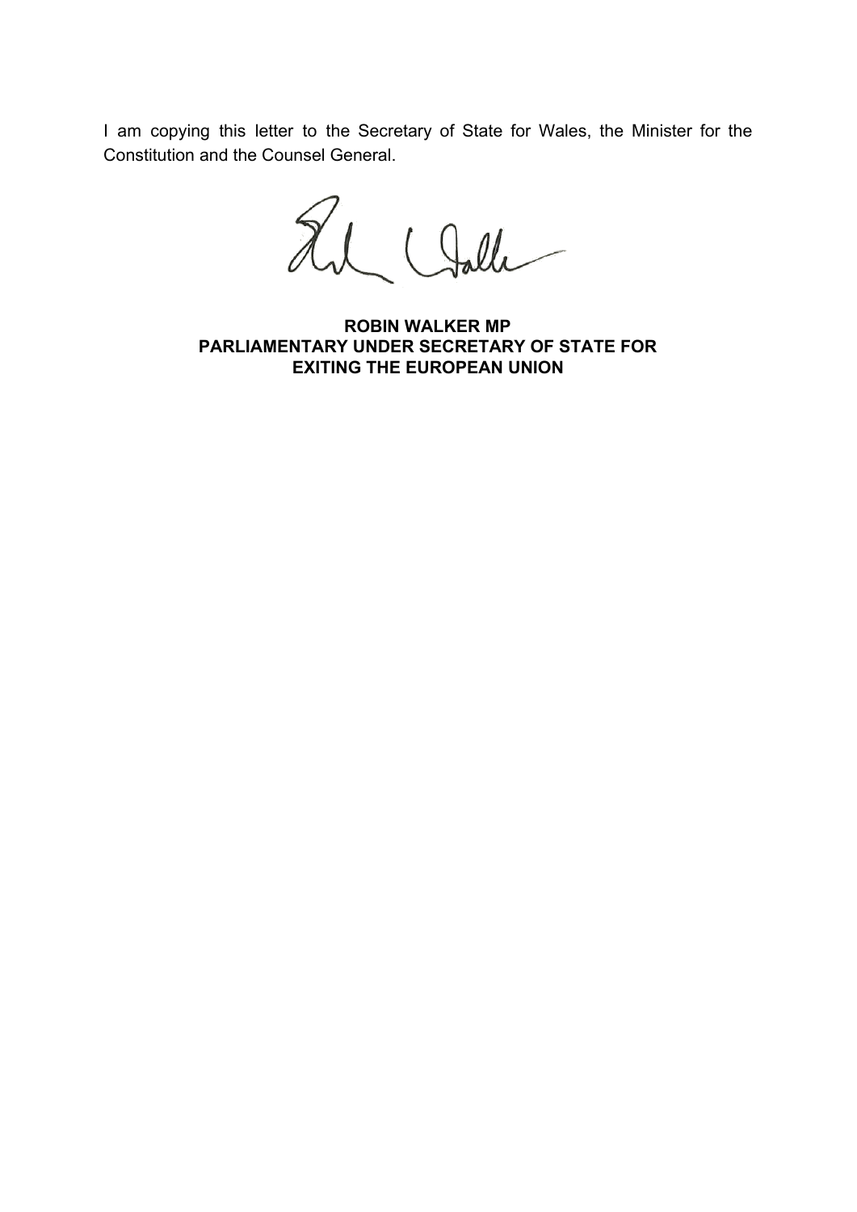I am copying this letter to the Secretary of State for Wales, the Minister for the Constitution and the Counsel General.

**ROBIN WALKER MP**
**PARLIAMENTARY UNDER SECRETARY OF STATE FOR EXITING THE EUROPEAN UNION**